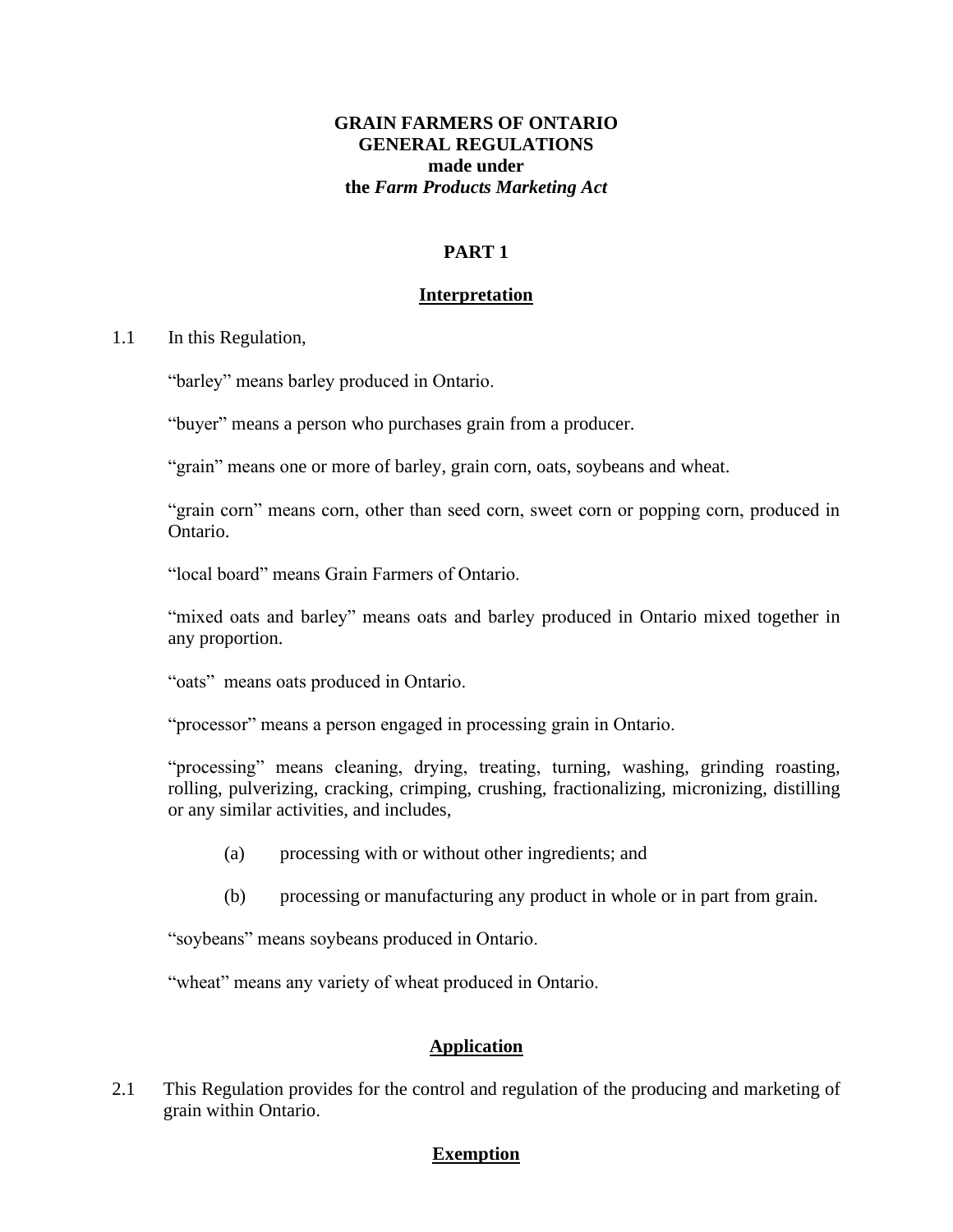**GRAIN FARMERS OF ONTARIO**
**GENERAL REGULATIONS**
**made under**
**the *Farm Products Marketing Act***

## PART 1

### Interpretation

1.1 In this Regulation,

"barley" means barley produced in Ontario.

"buyer" means a person who purchases grain from a producer.

"grain" means one or more of barley, grain corn, oats, soybeans and wheat.

"grain corn" means corn, other than seed corn, sweet corn or popping corn, produced in Ontario.

"local board" means Grain Farmers of Ontario.

"mixed oats and barley" means oats and barley produced in Ontario mixed together in any proportion.

"oats" means oats produced in Ontario.

"processor" means a person engaged in processing grain in Ontario.

"processing" means cleaning, drying, treating, turning, washing, grinding roasting, rolling, pulverizing, cracking, crimping, crushing, fractionalizing, micronizing, distilling or any similar activities, and includes,

(a) processing with or without other ingredients; and

(b) processing or manufacturing any product in whole or in part from grain.

"soybeans" means soybeans produced in Ontario.

"wheat" means any variety of wheat produced in Ontario.

### Application

2.1 This Regulation provides for the control and regulation of the producing and marketing of grain within Ontario.

### Exemption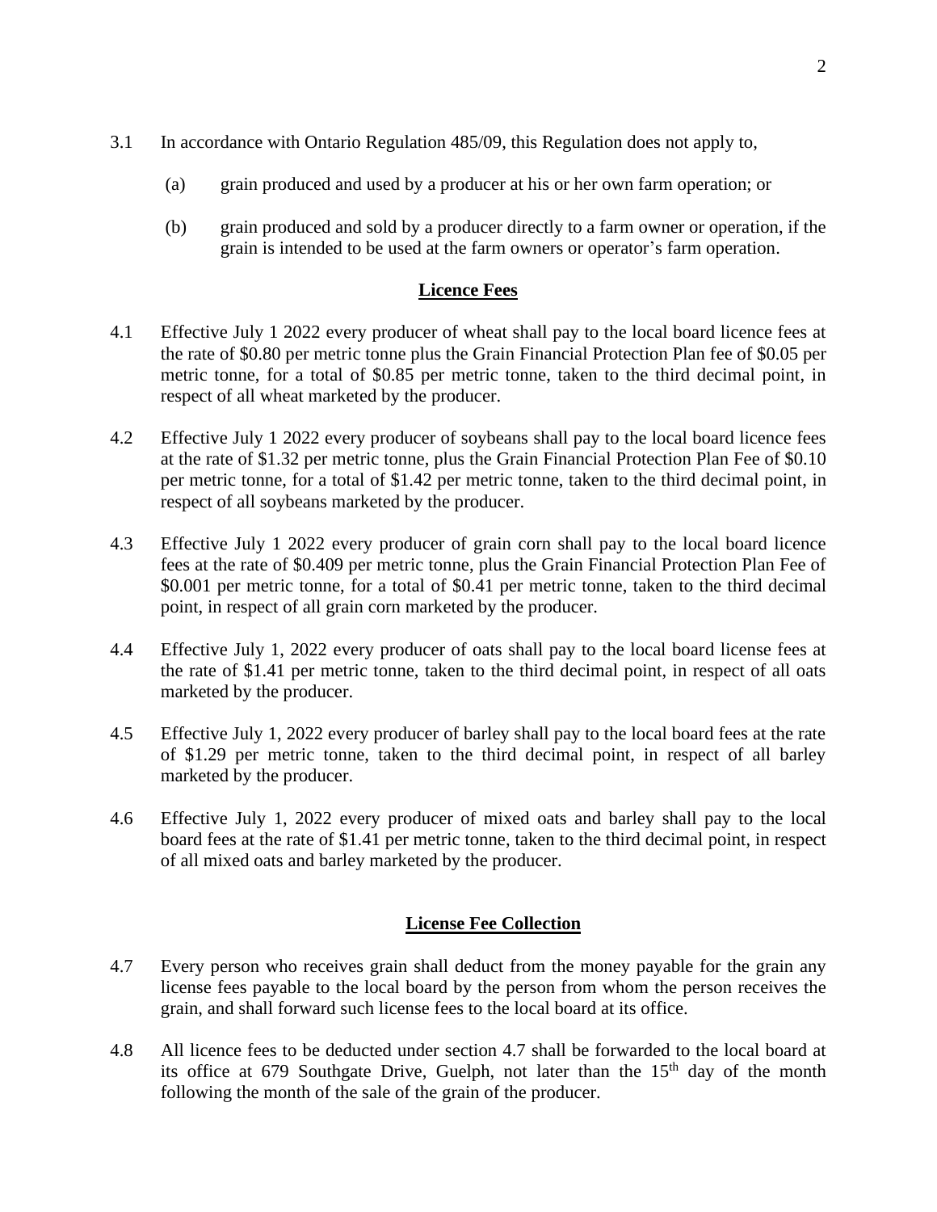3.1 In accordance with Ontario Regulation 485/09, this Regulation does not apply to,

(a) grain produced and used by a producer at his or her own farm operation; or

(b) grain produced and sold by a producer directly to a farm owner or operation, if the grain is intended to be used at the farm owners or operator's farm operation.

## **Licence Fees**

4.1 Effective July 1 2022 every producer of wheat shall pay to the local board licence fees at the rate of $0.80 per metric tonne plus the Grain Financial Protection Plan fee of $0.05 per metric tonne, for a total of $0.85 per metric tonne, taken to the third decimal point, in respect of all wheat marketed by the producer.

4.2 Effective July 1 2022 every producer of soybeans shall pay to the local board licence fees at the rate of $1.32 per metric tonne, plus the Grain Financial Protection Plan Fee of $0.10 per metric tonne, for a total of $1.42 per metric tonne, taken to the third decimal point, in respect of all soybeans marketed by the producer.

4.3 Effective July 1 2022 every producer of grain corn shall pay to the local board licence fees at the rate of $0.409 per metric tonne, plus the Grain Financial Protection Plan Fee of $0.001 per metric tonne, for a total of $0.41 per metric tonne, taken to the third decimal point, in respect of all grain corn marketed by the producer.

4.4 Effective July 1, 2022 every producer of oats shall pay to the local board license fees at the rate of $1.41 per metric tonne, taken to the third decimal point, in respect of all oats marketed by the producer.

4.5 Effective July 1, 2022 every producer of barley shall pay to the local board fees at the rate of $1.29 per metric tonne, taken to the third decimal point, in respect of all barley marketed by the producer.

4.6 Effective July 1, 2022 every producer of mixed oats and barley shall pay to the local board fees at the rate of $1.41 per metric tonne, taken to the third decimal point, in respect of all mixed oats and barley marketed by the producer.

## **License Fee Collection**

4.7 Every person who receives grain shall deduct from the money payable for the grain any license fees payable to the local board by the person from whom the person receives the grain, and shall forward such license fees to the local board at its office.

4.8 All licence fees to be deducted under section 4.7 shall be forwarded to the local board at its office at 679 Southgate Drive, Guelph, not later than the 15th day of the month following the month of the sale of the grain of the producer.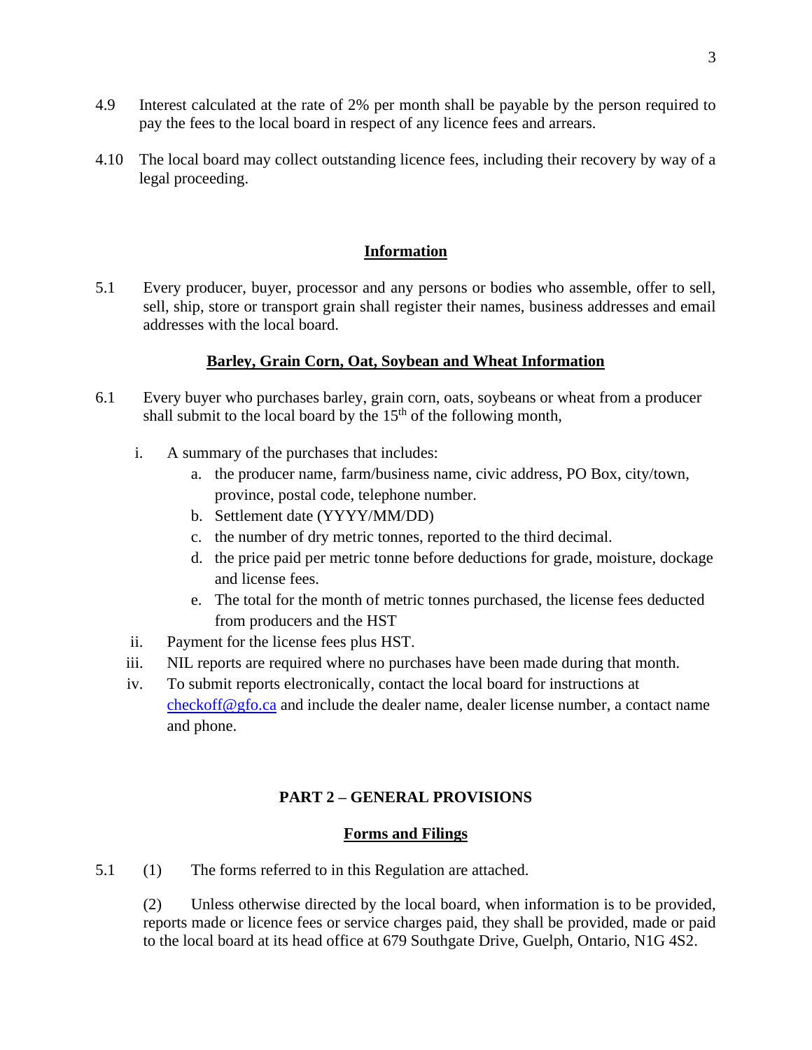4.9 Interest calculated at the rate of 2% per month shall be payable by the person required to pay the fees to the local board in respect of any licence fees and arrears.

4.10 The local board may collect outstanding licence fees, including their recovery by way of a legal proceeding.

## Information

5.1 Every producer, buyer, processor and any persons or bodies who assemble, offer to sell, sell, ship, store or transport grain shall register their names, business addresses and email addresses with the local board.

## Barley, Grain Corn, Oat, Soybean and Wheat Information

6.1 Every buyer who purchases barley, grain corn, oats, soybeans or wheat from a producer shall submit to the local board by the 15th of the following month,

i. A summary of the purchases that includes:
   a. the producer name, farm/business name, civic address, PO Box, city/town, province, postal code, telephone number.
   b. Settlement date (YYYY/MM/DD)
   c. the number of dry metric tonnes, reported to the third decimal.
   d. the price paid per metric tonne before deductions for grade, moisture, dockage and license fees.
   e. The total for the month of metric tonnes purchased, the license fees deducted from producers and the HST

ii. Payment for the license fees plus HST.

iii. NIL reports are required where no purchases have been made during that month.

iv. To submit reports electronically, contact the local board for instructions at checkoff@gfo.ca and include the dealer name, dealer license number, a contact name and phone.

## PART 2 – GENERAL PROVISIONS

### Forms and Filings

5.1 (1) The forms referred to in this Regulation are attached.

(2) Unless otherwise directed by the local board, when information is to be provided, reports made or licence fees or service charges paid, they shall be provided, made or paid to the local board at its head office at 679 Southgate Drive, Guelph, Ontario, N1G 4S2.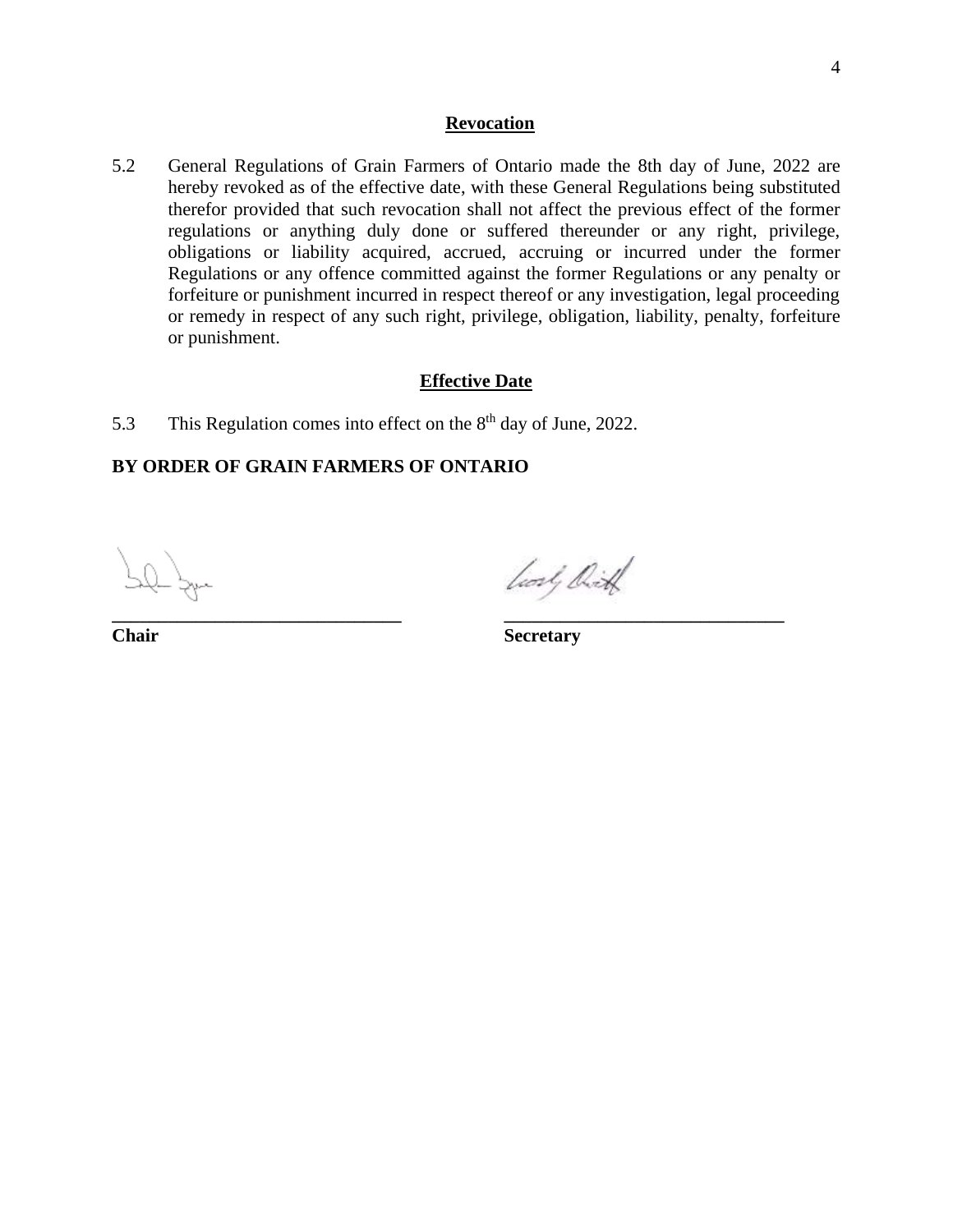## Revocation

5.2 General Regulations of Grain Farmers of Ontario made the 8th day of June, 2022 are hereby revoked as of the effective date, with these General Regulations being substituted therefor provided that such revocation shall not affect the previous effect of the former regulations or anything duly done or suffered thereunder or any right, privilege, obligations or liability acquired, accrued, accruing or incurred under the former Regulations or any offence committed against the former Regulations or any penalty or forfeiture or punishment incurred in respect thereof or any investigation, legal proceeding or remedy in respect of any such right, privilege, obligation, liability, penalty, forfeiture or punishment.

## Effective Date

5.3 This Regulation comes into effect on the 8th day of June, 2022.

**BY ORDER OF GRAIN FARMERS OF ONTARIO**

**Chair**

**Secretary**